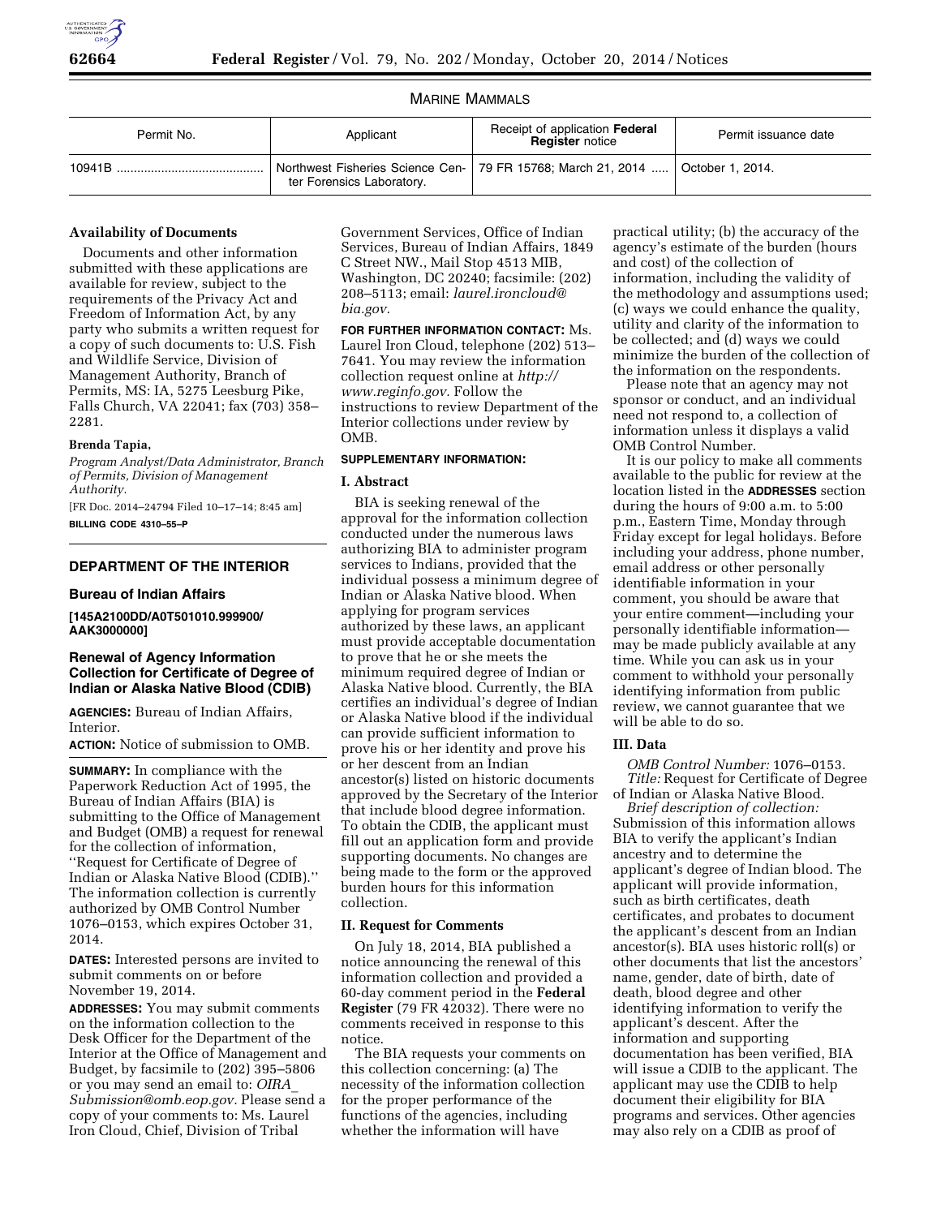MARINE MAMMALS

| Permit No. | Applicant | Receipt of application **Federal Register** notice | Permit issuance date |
| --- | --- | --- | --- |
| 10941B | Northwest Fisheries Science Center Forensics Laboratory. | 79 FR 15768; March 21, 2014 | October 1, 2014. |

**Availability of Documents**

Documents and other information submitted with these applications are available for review, subject to the requirements of the Privacy Act and Freedom of Information Act, by any party who submits a written request for a copy of such documents to: U.S. Fish and Wildlife Service, Division of Management Authority, Branch of Permits, MS: IA, 5275 Leesburg Pike, Falls Church, VA 22041; fax (703) 358–2281.

**Brenda Tapia,**

*Program Analyst/Data Administrator, Branch of Permits, Division of Management Authority.*

[FR Doc. 2014–24794 Filed 10–17–14; 8:45 am]

**BILLING CODE 4310–55–P**

## DEPARTMENT OF THE INTERIOR

### Bureau of Indian Affairs

**[145A2100DD/A0T501010.999900/AAK3000000]**

### Renewal of Agency Information Collection for Certificate of Degree of Indian or Alaska Native Blood (CDIB)

**AGENCIES:** Bureau of Indian Affairs, Interior.

**ACTION:** Notice of submission to OMB.

**SUMMARY:** In compliance with the Paperwork Reduction Act of 1995, the Bureau of Indian Affairs (BIA) is submitting to the Office of Management and Budget (OMB) a request for renewal for the collection of information, ''Request for Certificate of Degree of Indian or Alaska Native Blood (CDIB).'' The information collection is currently authorized by OMB Control Number 1076–0153, which expires October 31, 2014.

**DATES:** Interested persons are invited to submit comments on or before November 19, 2014.

**ADDRESSES:** You may submit comments on the information collection to the Desk Officer for the Department of the Interior at the Office of Management and Budget, by facsimile to (202) 395–5806 or you may send an email to: *OIRA_Submission@omb.eop.gov.* Please send a copy of your comments to: Ms. Laurel Iron Cloud, Chief, Division of Tribal Government Services, Office of Indian Services, Bureau of Indian Affairs, 1849 C Street NW., Mail Stop 4513 MIB, Washington, DC 20240; facsimile: (202) 208–5113; email: *laurel.ironcloud@bia.gov.*

**FOR FURTHER INFORMATION CONTACT:** Ms. Laurel Iron Cloud, telephone (202) 513–7641. You may review the information collection request online at *http://www.reginfo.gov.* Follow the instructions to review Department of the Interior collections under review by OMB.

**SUPPLEMENTARY INFORMATION:**

**I. Abstract**

BIA is seeking renewal of the approval for the information collection conducted under the numerous laws authorizing BIA to administer program services to Indians, provided that the individual possess a minimum degree of Indian or Alaska Native blood. When applying for program services authorized by these laws, an applicant must provide acceptable documentation to prove that he or she meets the minimum required degree of Indian or Alaska Native blood. Currently, the BIA certifies an individual's degree of Indian or Alaska Native blood if the individual can provide sufficient information to prove his or her identity and prove his or her descent from an Indian ancestor(s) listed on historic documents approved by the Secretary of the Interior that include blood degree information. To obtain the CDIB, the applicant must fill out an application form and provide supporting documents. No changes are being made to the form or the approved burden hours for this information collection.

**II. Request for Comments**

On July 18, 2014, BIA published a notice announcing the renewal of this information collection and provided a 60-day comment period in the **Federal Register** (79 FR 42032). There were no comments received in response to this notice.

The BIA requests your comments on this collection concerning: (a) The necessity of the information collection for the proper performance of the functions of the agencies, including whether the information will have practical utility; (b) the accuracy of the agency's estimate of the burden (hours and cost) of the collection of information, including the validity of the methodology and assumptions used; (c) ways we could enhance the quality, utility and clarity of the information to be collected; and (d) ways we could minimize the burden of the collection of the information on the respondents.

Please note that an agency may not sponsor or conduct, and an individual need not respond to, a collection of information unless it displays a valid OMB Control Number.

It is our policy to make all comments available to the public for review at the location listed in the **ADDRESSES** section during the hours of 9:00 a.m. to 5:00 p.m., Eastern Time, Monday through Friday except for legal holidays. Before including your address, phone number, email address or other personally identifiable information in your comment, you should be aware that your entire comment—including your personally identifiable information—may be made publicly available at any time. While you can ask us in your comment to withhold your personally identifying information from public review, we cannot guarantee that we will be able to do so.

**III. Data**

*OMB Control Number:* 1076–0153.

*Title:* Request for Certificate of Degree of Indian or Alaska Native Blood.

*Brief description of collection:* Submission of this information allows BIA to verify the applicant's Indian ancestry and to determine the applicant's degree of Indian blood. The applicant will provide information, such as birth certificates, death certificates, and probates to document the applicant's descent from an Indian ancestor(s). BIA uses historic roll(s) or other documents that list the ancestors' name, gender, date of birth, date of death, blood degree and other identifying information to verify the applicant's descent. After the information and supporting documentation has been verified, BIA will issue a CDIB to the applicant. The applicant may use the CDIB to help document their eligibility for BIA programs and services. Other agencies may also rely on a CDIB as proof of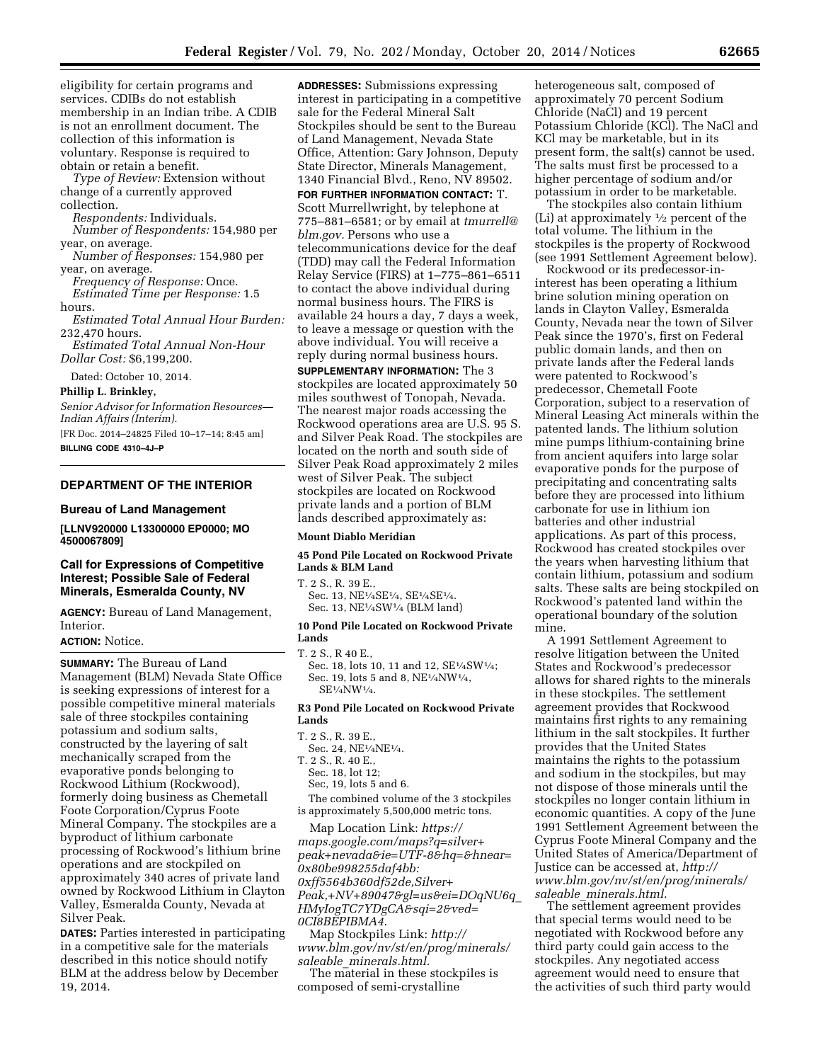eligibility for certain programs and services. CDIBs do not establish membership in an Indian tribe. A CDIB is not an enrollment document. The collection of this information is voluntary. Response is required to obtain or retain a benefit.

*Type of Review:* Extension without change of a currently approved collection.

*Respondents:* Individuals.

*Number of Respondents:* 154,980 per year, on average.

*Number of Responses:* 154,980 per year, on average.

*Frequency of Response:* Once.

*Estimated Time per Response:* 1.5 hours.

*Estimated Total Annual Hour Burden:* 232,470 hours.

*Estimated Total Annual Non-Hour Dollar Cost:* $6,199,200.

Dated: October 10, 2014.

**Phillip L. Brinkley,**

*Senior Advisor for Information Resources—Indian Affairs (Interim).*

[FR Doc. 2014–24825 Filed 10–17–14; 8:45 am]

**BILLING CODE 4310–4J–P**

---

## DEPARTMENT OF THE INTERIOR

### Bureau of Land Management

**[LLNV920000 L13300000 EP0000; MO 4500067809]**

### Call for Expressions of Competitive Interest; Possible Sale of Federal Minerals, Esmeralda County, NV

**AGENCY:** Bureau of Land Management, Interior.

**ACTION:** Notice.

**SUMMARY:** The Bureau of Land Management (BLM) Nevada State Office is seeking expressions of interest for a possible competitive mineral materials sale of three stockpiles containing potassium and sodium salts, constructed by the layering of salt mechanically scraped from the evaporative ponds belonging to Rockwood Lithium (Rockwood), formerly doing business as Chemetall Foote Corporation/Cyprus Foote Mineral Company. The stockpiles are a byproduct of lithium carbonate processing of Rockwood's lithium brine operations and are stockpiled on approximately 340 acres of private land owned by Rockwood Lithium in Clayton Valley, Esmeralda County, Nevada at Silver Peak.

**DATES:** Parties interested in participating in a competitive sale for the materials described in this notice should notify BLM at the address below by December 19, 2014.

**ADDRESSES:** Submissions expressing interest in participating in a competitive sale for the Federal Mineral Salt Stockpiles should be sent to the Bureau of Land Management, Nevada State Office, Attention: Gary Johnson, Deputy State Director, Minerals Management, 1340 Financial Blvd., Reno, NV 89502.

**FOR FURTHER INFORMATION CONTACT:** T. Scott Murrellwright, by telephone at 775–881–6581; or by email at *tmurrell@blm.gov.* Persons who use a telecommunications device for the deaf (TDD) may call the Federal Information Relay Service (FIRS) at 1–775–861–6511 to contact the above individual during normal business hours. The FIRS is available 24 hours a day, 7 days a week, to leave a message or question with the above individual. You will receive a reply during normal business hours.

**SUPPLEMENTARY INFORMATION:** The 3 stockpiles are located approximately 50 miles southwest of Tonopah, Nevada. The nearest major roads accessing the Rockwood operations area are U.S. 95 S. and Silver Peak Road. The stockpiles are located on the north and south side of Silver Peak Road approximately 2 miles west of Silver Peak. The subject stockpiles are located on Rockwood private lands and a portion of BLM lands described approximately as:

**Mount Diablo Meridian**

**45 Pond Pile Located on Rockwood Private Lands & BLM Land**

T. 2 S., R. 39 E.,
Sec. 13, NE¼SE¼, SE¼SE¼.
Sec. 13, NE¼SW¼ (BLM land)

**10 Pond Pile Located on Rockwood Private Lands**

T. 2 S., R 40 E.,
Sec. 18, lots 10, 11 and 12, SE¼SW¼;
Sec. 19, lots 5 and 8, NE¼NW¼, SE¼NW¼.

**R3 Pond Pile Located on Rockwood Private Lands**

T. 2 S., R. 39 E.,
Sec. 24, NE¼NE¼.
T. 2 S., R. 40 E.,
Sec. 18, lot 12;
Sec, 19, lots 5 and 6.

The combined volume of the 3 stockpiles is approximately 5,500,000 metric tons.

Map Location Link: *https://maps.google.com/maps?q=silver+peak+nevada&ie=UTF-8&hq=&hnear=0x80be998255daf4bb:0xff5564b360df52de,Silver+Peak,+NV+89047&gl=us&ei=DOqNU6q_HMyIogTC7YDgCA&sqi=2&ved=0CI8BEPIBMA4.*

Map Stockpiles Link: *http://www.blm.gov/nv/st/en/prog/minerals/saleable_minerals.html.*

The material in these stockpiles is composed of semi-crystalline heterogeneous salt, composed of approximately 70 percent Sodium Chloride (NaCl) and 19 percent Potassium Chloride (KCl). The NaCl and KCl may be marketable, but in its present form, the salt(s) cannot be used. The salts must first be processed to a higher percentage of sodium and/or potassium in order to be marketable.

The stockpiles also contain lithium (Li) at approximately ½ percent of the total volume. The lithium in the stockpiles is the property of Rockwood (see 1991 Settlement Agreement below).

Rockwood or its predecessor-in-interest has been operating a lithium brine solution mining operation on lands in Clayton Valley, Esmeralda County, Nevada near the town of Silver Peak since the 1970's, first on Federal public domain lands, and then on private lands after the Federal lands were patented to Rockwood's predecessor, Chemetall Foote Corporation, subject to a reservation of Mineral Leasing Act minerals within the patented lands. The lithium solution mine pumps lithium-containing brine from ancient aquifers into large solar evaporative ponds for the purpose of precipitating and concentrating salts before they are processed into lithium carbonate for use in lithium ion batteries and other industrial applications. As part of this process, Rockwood has created stockpiles over the years when harvesting lithium that contain lithium, potassium and sodium salts. These salts are being stockpiled on Rockwood's patented land within the operational boundary of the solution mine.

A 1991 Settlement Agreement to resolve litigation between the United States and Rockwood's predecessor allows for shared rights to the minerals in these stockpiles. The settlement agreement provides that Rockwood maintains first rights to any remaining lithium in the salt stockpiles. It further provides that the United States maintains the rights to the potassium and sodium in the stockpiles, but may not dispose of those minerals until the stockpiles no longer contain lithium in economic quantities. A copy of the June 1991 Settlement Agreement between the Cyprus Foote Mineral Company and the United States of America/Department of Justice can be accessed at, *http://www.blm.gov/nv/st/en/prog/minerals/saleable_minerals.html.*

The settlement agreement provides that special terms would need to be negotiated with Rockwood before any third party could gain access to the stockpiles. Any negotiated access agreement would need to ensure that the activities of such third party would